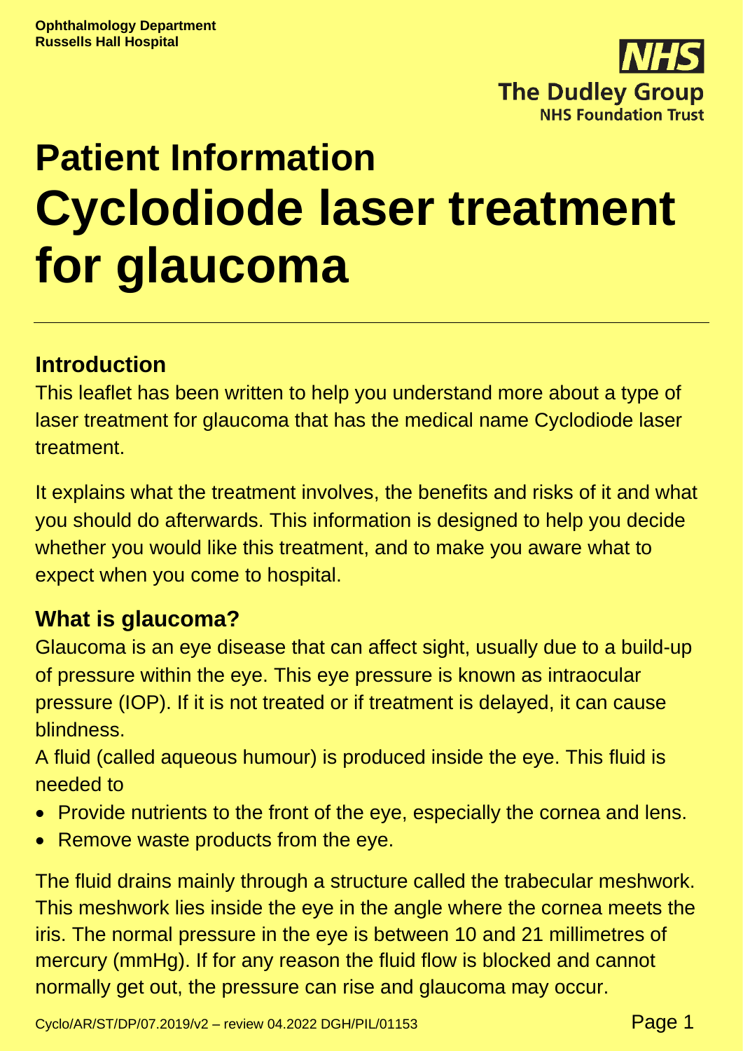**Ophthalmology Department**
**Russells Hall Hospital**

**NHS**
**The Dudley Group**
**NHS Foundation Trust**

# Patient Information
# Cyclodiode laser treatment for glaucoma

## Introduction

This leaflet has been written to help you understand more about a type of laser treatment for glaucoma that has the medical name Cyclodiode laser treatment.

It explains what the treatment involves, the benefits and risks of it and what you should do afterwards. This information is designed to help you decide whether you would like this treatment, and to make you aware what to expect when you come to hospital.

## What is glaucoma?

Glaucoma is an eye disease that can affect sight, usually due to a build-up of pressure within the eye. This eye pressure is known as intraocular pressure (IOP). If it is not treated or if treatment is delayed, it can cause blindness.

A fluid (called aqueous humour) is produced inside the eye. This fluid is needed to

- Provide nutrients to the front of the eye, especially the cornea and lens.
- Remove waste products from the eye.

The fluid drains mainly through a structure called the trabecular meshwork. This meshwork lies inside the eye in the angle where the cornea meets the iris. The normal pressure in the eye is between 10 and 21 millimetres of mercury (mmHg). If for any reason the fluid flow is blocked and cannot normally get out, the pressure can rise and glaucoma may occur.

Cyclo/AR/ST/DP/07.2019/v2 – review 04.2022 DGH/PIL/01153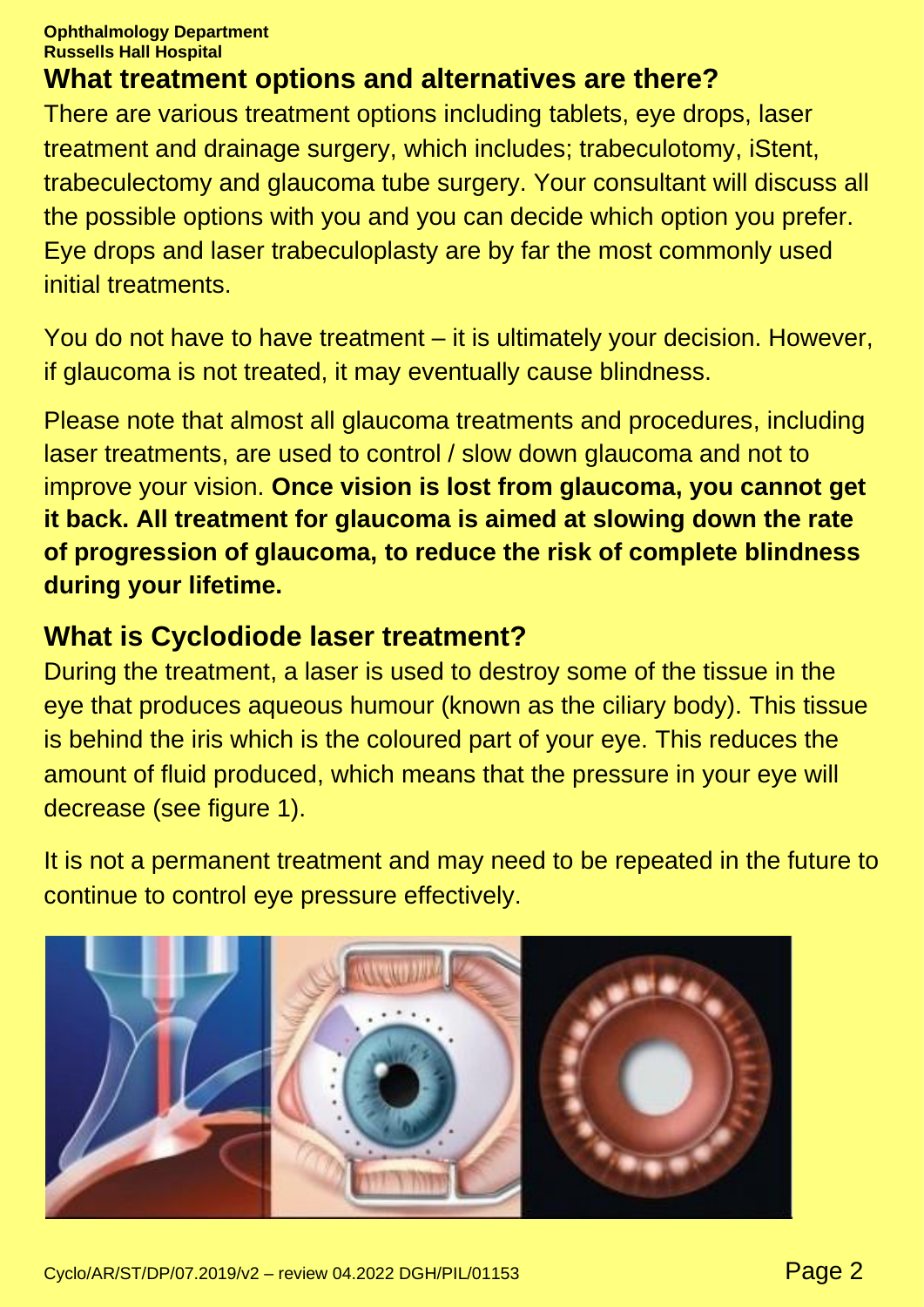## What treatment options and alternatives are there?

There are various treatment options including tablets, eye drops, laser treatment and drainage surgery, which includes; trabeculotomy, iStent, trabeculectomy and glaucoma tube surgery. Your consultant will discuss all the possible options with you and you can decide which option you prefer. Eye drops and laser trabeculoplasty are by far the most commonly used initial treatments.

You do not have to have treatment – it is ultimately your decision. However, if glaucoma is not treated, it may eventually cause blindness.

Please note that almost all glaucoma treatments and procedures, including laser treatments, are used to control / slow down glaucoma and not to improve your vision. **Once vision is lost from glaucoma, you cannot get it back. All treatment for glaucoma is aimed at slowing down the rate of progression of glaucoma, to reduce the risk of complete blindness during your lifetime.**

## What is Cyclodiode laser treatment?

During the treatment, a laser is used to destroy some of the tissue in the eye that produces aqueous humour (known as the ciliary body). This tissue is behind the iris which is the coloured part of your eye. This reduces the amount of fluid produced, which means that the pressure in your eye will decrease (see figure 1).

It is not a permanent treatment and may need to be repeated in the future to continue to control eye pressure effectively.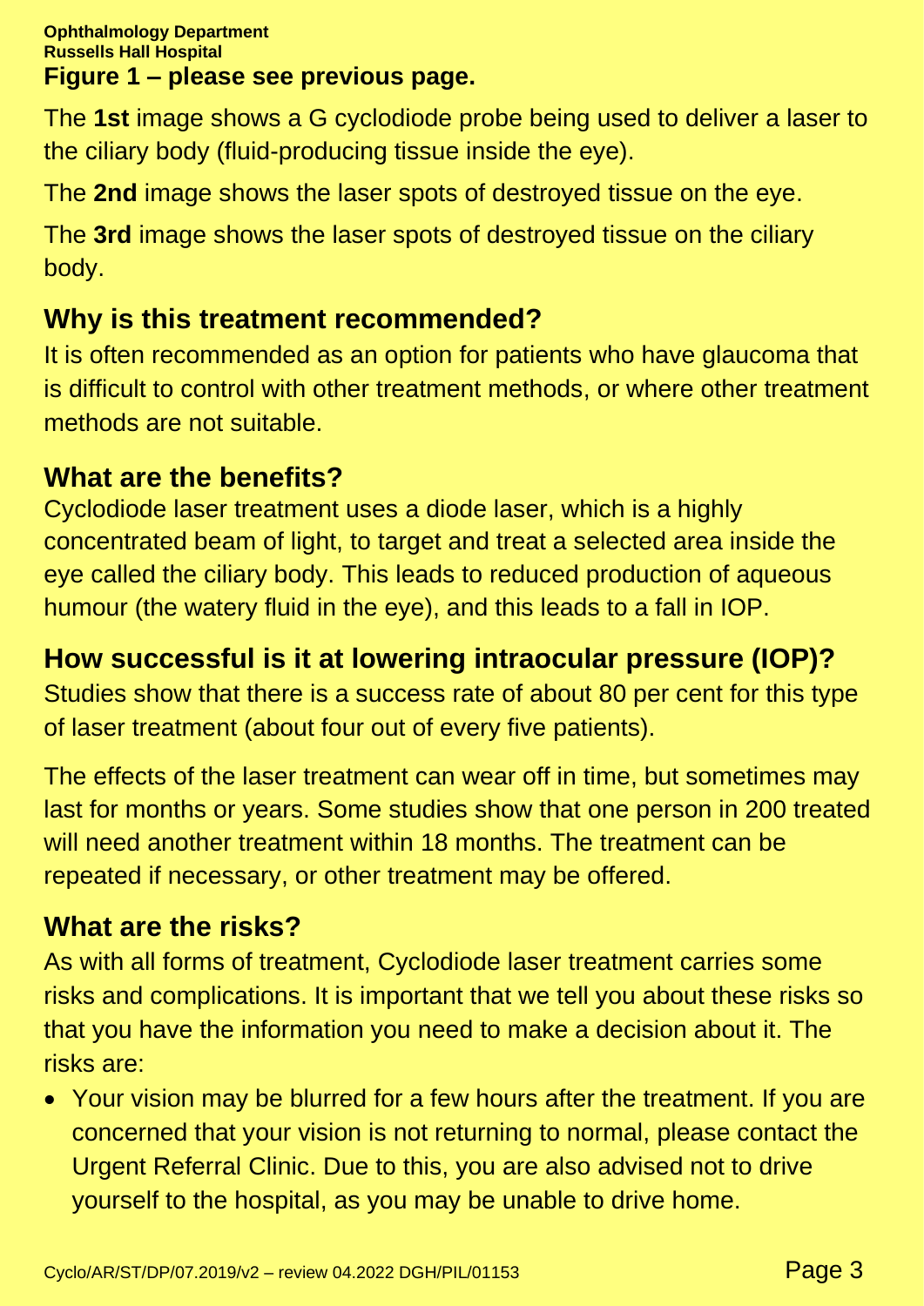**Figure 1 – please see previous page.**

The **1st** image shows a G cyclodiode probe being used to deliver a laser to the ciliary body (fluid-producing tissue inside the eye).

The **2nd** image shows the laser spots of destroyed tissue on the eye.

The **3rd** image shows the laser spots of destroyed tissue on the ciliary body.

## Why is this treatment recommended?

It is often recommended as an option for patients who have glaucoma that is difficult to control with other treatment methods, or where other treatment methods are not suitable.

## What are the benefits?

Cyclodiode laser treatment uses a diode laser, which is a highly concentrated beam of light, to target and treat a selected area inside the eye called the ciliary body. This leads to reduced production of aqueous humour (the watery fluid in the eye), and this leads to a fall in IOP.

## How successful is it at lowering intraocular pressure (IOP)?

Studies show that there is a success rate of about 80 per cent for this type of laser treatment (about four out of every five patients).

The effects of the laser treatment can wear off in time, but sometimes may last for months or years. Some studies show that one person in 200 treated will need another treatment within 18 months. The treatment can be repeated if necessary, or other treatment may be offered.

## What are the risks?

As with all forms of treatment, Cyclodiode laser treatment carries some risks and complications. It is important that we tell you about these risks so that you have the information you need to make a decision about it. The risks are:

- Your vision may be blurred for a few hours after the treatment. If you are concerned that your vision is not returning to normal, please contact the Urgent Referral Clinic. Due to this, you are also advised not to drive yourself to the hospital, as you may be unable to drive home.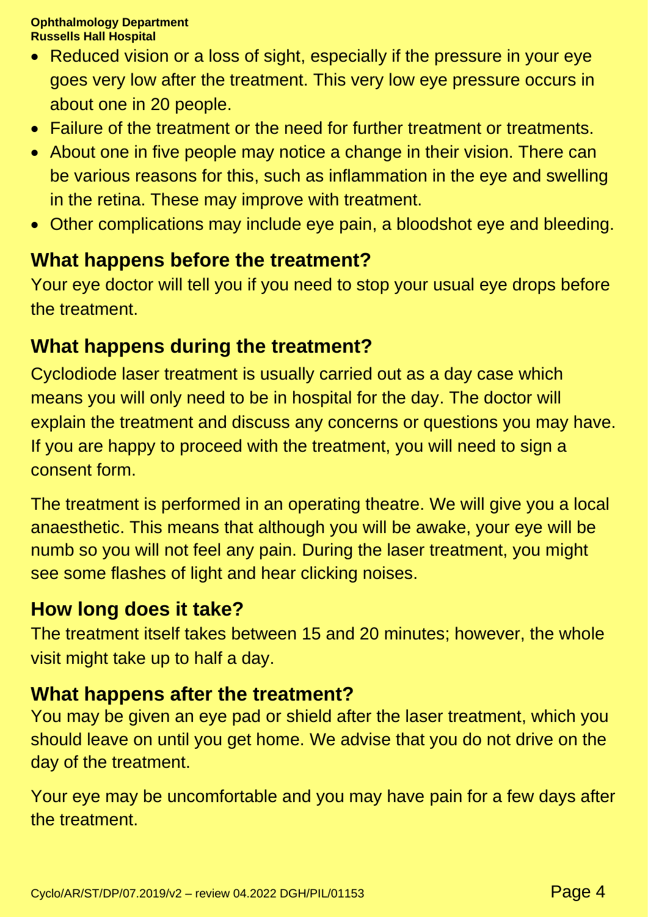- Reduced vision or a loss of sight, especially if the pressure in your eye goes very low after the treatment. This very low eye pressure occurs in about one in 20 people.
- Failure of the treatment or the need for further treatment or treatments.
- About one in five people may notice a change in their vision. There can be various reasons for this, such as inflammation in the eye and swelling in the retina. These may improve with treatment.
- Other complications may include eye pain, a bloodshot eye and bleeding.

## What happens before the treatment?

Your eye doctor will tell you if you need to stop your usual eye drops before the treatment.

## What happens during the treatment?

Cyclodiode laser treatment is usually carried out as a day case which means you will only need to be in hospital for the day. The doctor will explain the treatment and discuss any concerns or questions you may have. If you are happy to proceed with the treatment, you will need to sign a consent form.

The treatment is performed in an operating theatre. We will give you a local anaesthetic. This means that although you will be awake, your eye will be numb so you will not feel any pain. During the laser treatment, you might see some flashes of light and hear clicking noises.

## How long does it take?

The treatment itself takes between 15 and 20 minutes; however, the whole visit might take up to half a day.

## What happens after the treatment?

You may be given an eye pad or shield after the laser treatment, which you should leave on until you get home. We advise that you do not drive on the day of the treatment.

Your eye may be uncomfortable and you may have pain for a few days after the treatment.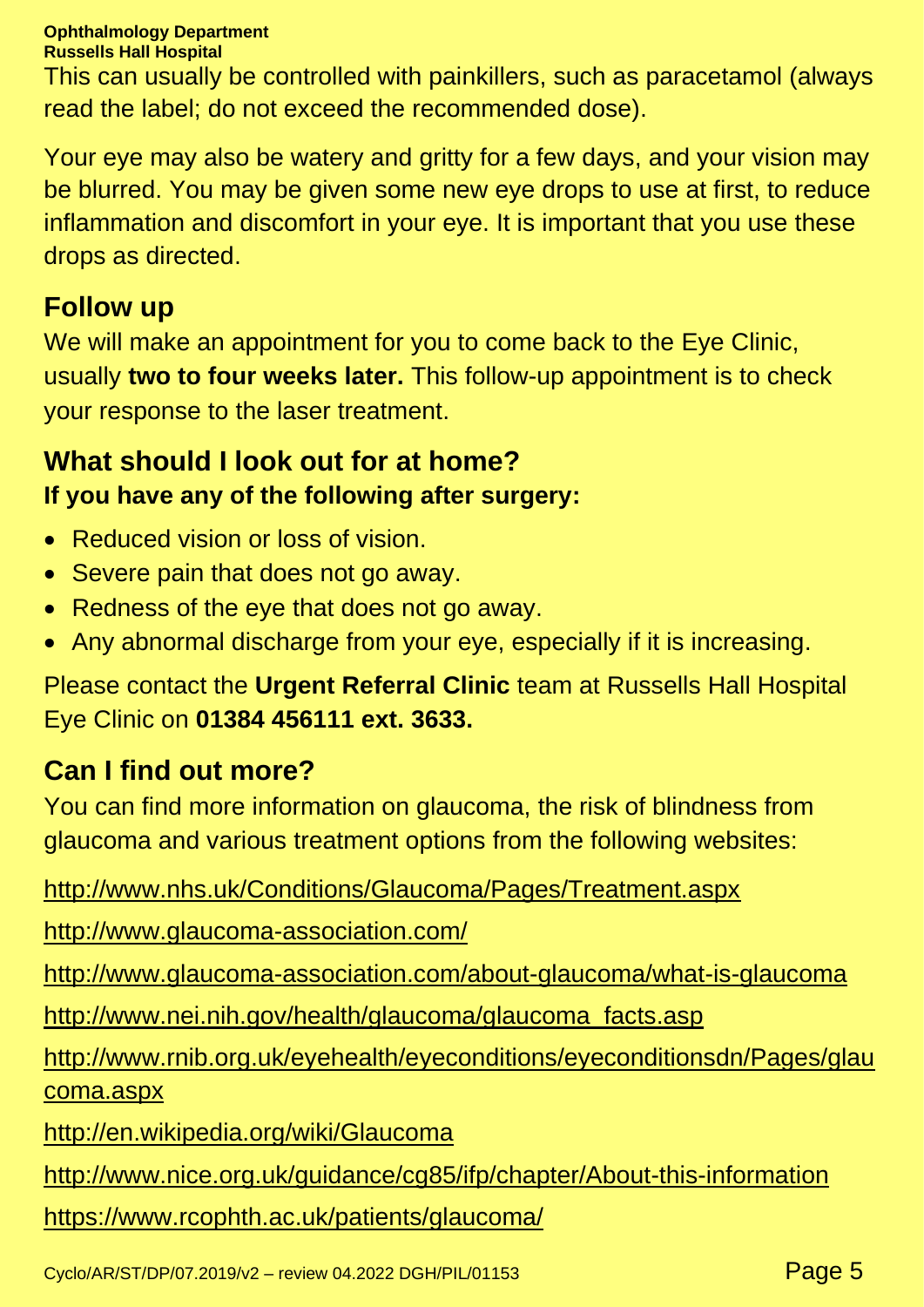This can usually be controlled with painkillers, such as paracetamol (always read the label; do not exceed the recommended dose).

Your eye may also be watery and gritty for a few days, and your vision may be blurred. You may be given some new eye drops to use at first, to reduce inflammation and discomfort in your eye. It is important that you use these drops as directed.

## Follow up

We will make an appointment for you to come back to the Eye Clinic, usually **two to four weeks later.** This follow-up appointment is to check your response to the laser treatment.

## What should I look out for at home?

**If you have any of the following after surgery:**

- Reduced vision or loss of vision.
- Severe pain that does not go away.
- Redness of the eye that does not go away.
- Any abnormal discharge from your eye, especially if it is increasing.

Please contact the **Urgent Referral Clinic** team at Russells Hall Hospital Eye Clinic on **01384 456111 ext. 3633.**

## Can I find out more?

You can find more information on glaucoma, the risk of blindness from glaucoma and various treatment options from the following websites:

http://www.nhs.uk/Conditions/Glaucoma/Pages/Treatment.aspx

http://www.glaucoma-association.com/

http://www.glaucoma-association.com/about-glaucoma/what-is-glaucoma

http://www.nei.nih.gov/health/glaucoma/glaucoma_facts.asp

http://www.rnib.org.uk/eyehealth/eyeconditions/eyeconditionsdn/Pages/glaucoma.aspx

http://en.wikipedia.org/wiki/Glaucoma

http://www.nice.org.uk/guidance/cg85/ifp/chapter/About-this-information

https://www.rcophth.ac.uk/patients/glaucoma/

Cyclo/AR/ST/DP/07.2019/v2 – review 04.2022 DGH/PIL/01153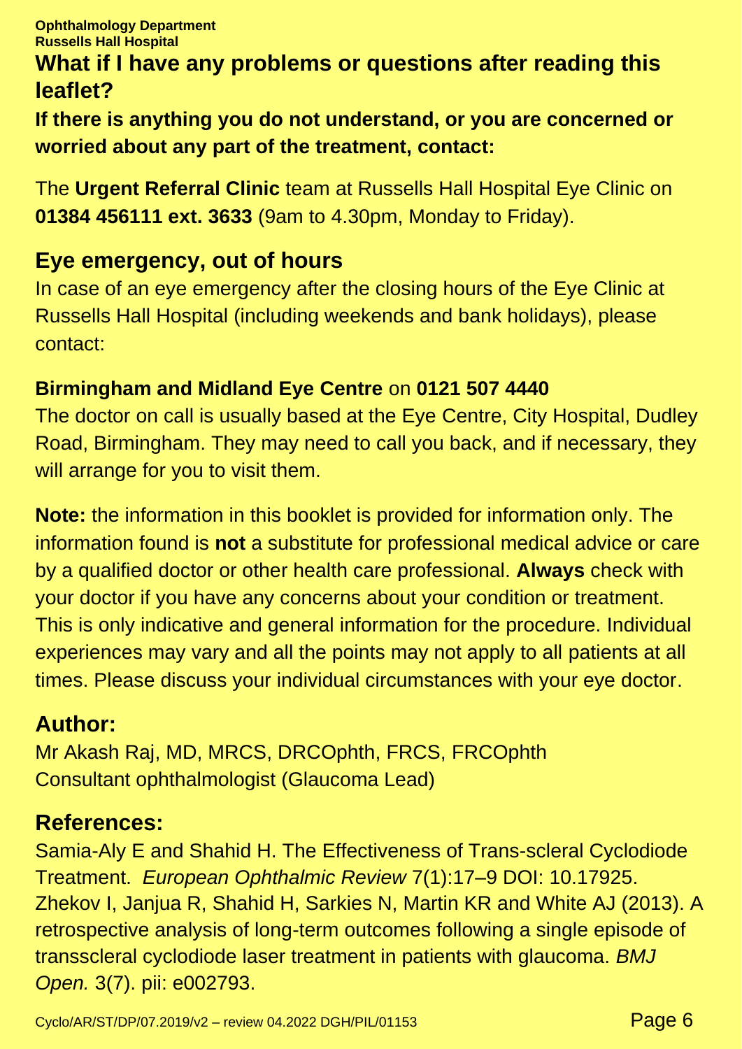**Ophthalmology Department**
**Russells Hall Hospital**

## What if I have any problems or questions after reading this leaflet?

**If there is anything you do not understand, or you are concerned or worried about any part of the treatment, contact:**

The **Urgent Referral Clinic** team at Russells Hall Hospital Eye Clinic on **01384 456111 ext. 3633** (9am to 4.30pm, Monday to Friday).

## Eye emergency, out of hours

In case of an eye emergency after the closing hours of the Eye Clinic at Russells Hall Hospital (including weekends and bank holidays), please contact:

**Birmingham and Midland Eye Centre** on **0121 507 4440**
The doctor on call is usually based at the Eye Centre, City Hospital, Dudley Road, Birmingham. They may need to call you back, and if necessary, they will arrange for you to visit them.

**Note:** the information in this booklet is provided for information only. The information found is **not** a substitute for professional medical advice or care by a qualified doctor or other health care professional. **Always** check with your doctor if you have any concerns about your condition or treatment. This is only indicative and general information for the procedure. Individual experiences may vary and all the points may not apply to all patients at all times. Please discuss your individual circumstances with your eye doctor.

## Author:

Mr Akash Raj, MD, MRCS, DRCOphth, FRCS, FRCOphth
Consultant ophthalmologist (Glaucoma Lead)

## References:

Samia-Aly E and Shahid H. The Effectiveness of Trans-scleral Cyclodiode Treatment. *European Ophthalmic Review* 7(1):17–9 DOI: 10.17925.
Zhekov I, Janjua R, Shahid H, Sarkies N, Martin KR and White AJ (2013). A retrospective analysis of long-term outcomes following a single episode of transscleral cyclodiode laser treatment in patients with glaucoma. *BMJ Open.* 3(7). pii: e002793.

Cyclo/AR/ST/DP/07.2019/v2 – review 04.2022 DGH/PIL/01153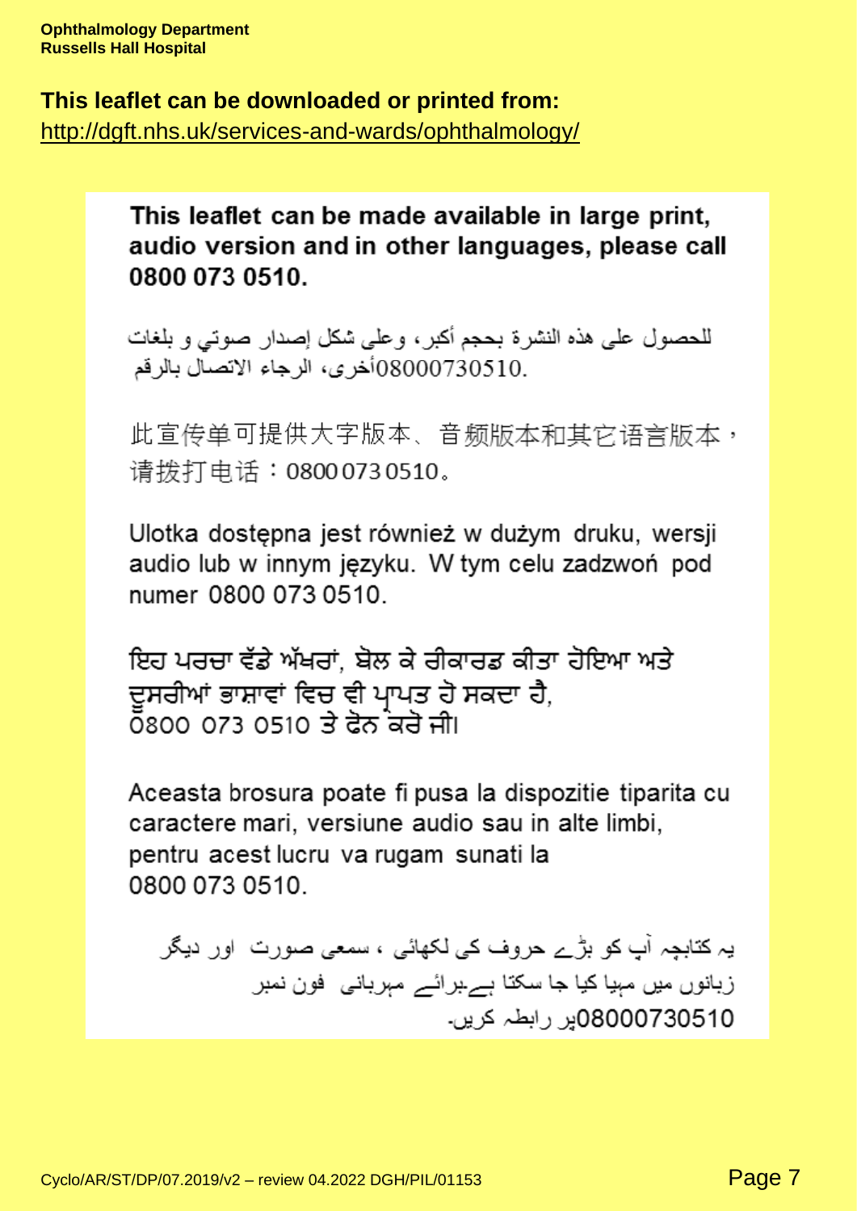**Ophthalmology Department**
**Russells Hall Hospital**

**This leaflet can be downloaded or printed from:**
http://dgft.nhs.uk/services-and-wards/ophthalmology/

**This leaflet can be made available in large print, audio version and in other languages, please call 0800 073 0510.**

للحصول على هذه النشرة بحجم أكبر، وعلى شكل إصدار صوتي و بلغات أخرى، الرجاء الاتصال بالرقم 08000730510.

此宣传单可提供大字版本、音频版本和其它语言版本，请拨打电话：0800 073 0510。

Ulotka dostępna jest również w dużym druku, wersji audio lub w innym języku. W tym celu zadzwoń pod numer 0800 073 0510.

ਇਹ ਪਰਚਾ ਵੱਡੇ ਅੱਖਰਾਂ, ਬੋਲ ਕੇ ਰੀਕਾਰਡ ਕੀਤਾ ਹੋਇਆ ਅਤੇ ਦੂਸਰੀਆਂ ਭਾਸ਼ਾਵਾਂ ਵਿਚ ਵੀ ਪ੍ਰਾਪਤ ਹੋ ਸਕਦਾ ਹੈ, 0800 073 0510 ਤੇ ਫੋਨ ਕਰੋ ਜੀ।

Aceasta brosura poate fi pusa la dispozitie tiparita cu caractere mari, versiune audio sau in alte limbi, pentru acest lucru va rugam sunati la 0800 073 0510.

یہ کتابچہ آپ کو بڑے حروف کی لکھائی ، سمعی صورت اور دیگر زبانوں میں مہیا کیا جا سکتا ہے۔برائے مہربانی فون نمبر 08000730510پر رابطہ کریں۔

Cyclo/AR/ST/DP/07.2019/v2 – review 04.2022 DGH/PIL/01153